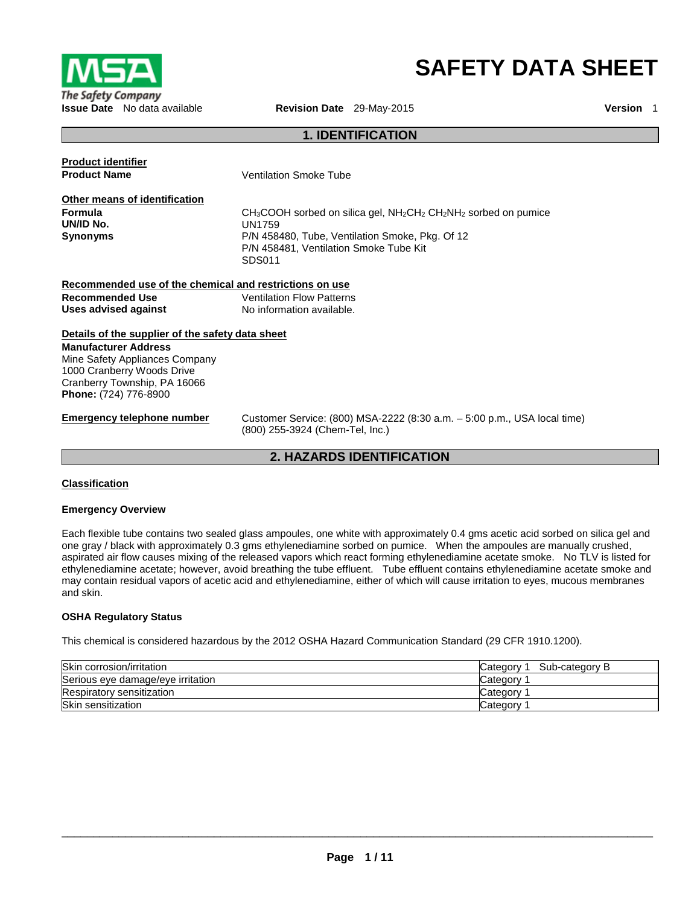# SAFETY DATA SHEET

**Issue Date** No data available **Revision Date** 29-May-2015 **Version** 1

## 1. IDENTIFICATION

**Product identifier**

**Product Name** Ventilation Smoke Tube

**Other means of identification**

**Formula** $CH_3COOH$ sorbed on silica gel, $NH_2CH_2$ $CH_2NH_2$ sorbed on pumice

**UN/ID No.** UN1759

**Synonyms** P/N 458480, Tube, Ventilation Smoke, Pkg. Of 12
P/N 458481, Ventilation Smoke Tube Kit
SDS011

**Recommended use of the chemical and restrictions on use**

**Recommended Use** Ventilation Flow Patterns

**Uses advised against** No information available.

**Details of the supplier of the safety data sheet**

**Manufacturer Address**
Mine Safety Appliances Company
1000 Cranberry Woods Drive
Cranberry Township, PA 16066
**Phone:** (724) 776-8900

**Emergency telephone number** Customer Service: (800) MSA-2222 (8:30 a.m. – 5:00 p.m., USA local time)
(800) 255-3924 (Chem-Tel, Inc.)

## 2. HAZARDS IDENTIFICATION

**Classification**

**Emergency Overview**

Each flexible tube contains two sealed glass ampoules, one white with approximately 0.4 gms acetic acid sorbed on silica gel and one gray / black with approximately 0.3 gms ethylenediamine sorbed on pumice. When the ampoules are manually crushed, aspirated air flow causes mixing of the released vapors which react forming ethylenediamine acetate smoke. No TLV is listed for ethylenediamine acetate; however, avoid breathing the tube effluent. Tube effluent contains ethylenediamine acetate smoke and may contain residual vapors of acetic acid and ethylenediamine, either of which will cause irritation to eyes, mucous membranes and skin.

**OSHA Regulatory Status**

This chemical is considered hazardous by the 2012 OSHA Hazard Communication Standard (29 CFR 1910.1200).

| | |
|---|---|
| Skin corrosion/irritation | Category 1 Sub-category B |
| Serious eye damage/eye irritation | Category 1 |
| Respiratory sensitization | Category 1 |
| Skin sensitization | Category 1 |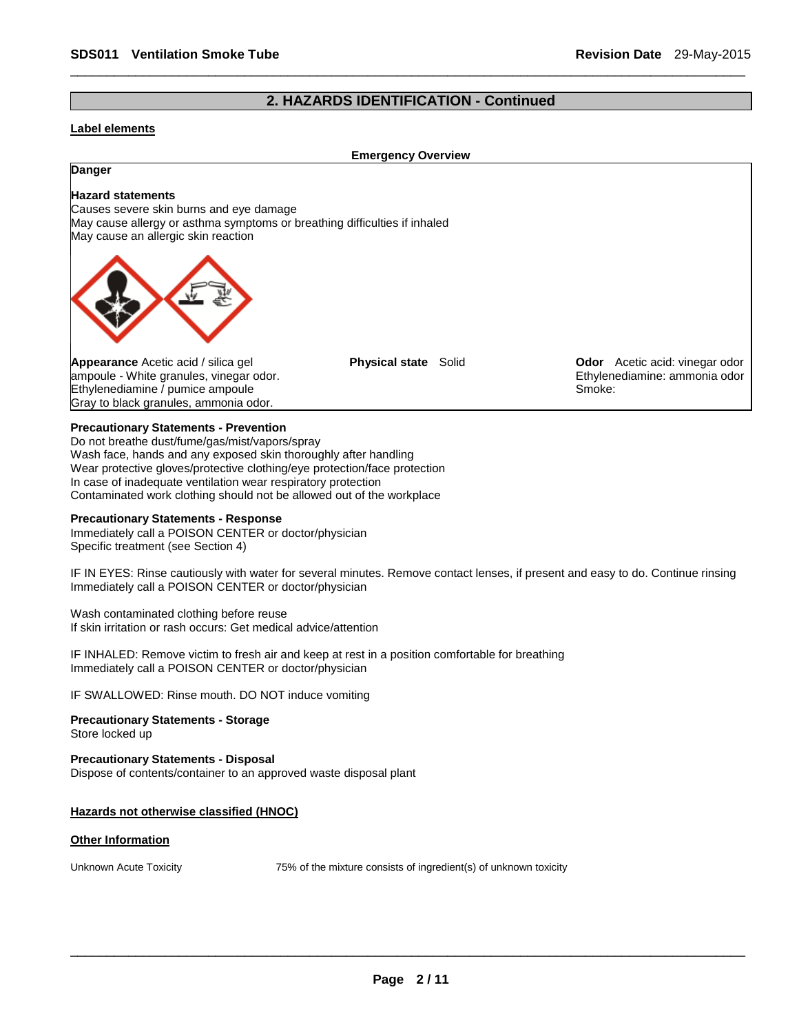## 2. HAZARDS IDENTIFICATION - Continued

### Label elements

**Emergency Overview**

**Danger**

**Hazard statements**

Causes severe skin burns and eye damage
May cause allergy or asthma symptoms or breathing difficulties if inhaled
May cause an allergic skin reaction

**Appearance** Acetic acid / silica gel ampoule - White granules, vinegar odor. Ethylenediamine / pumice ampoule Gray to black granules, ammonia odor.

**Physical state** Solid

**Odor** Acetic acid: vinegar odor Ethylenediamine: ammonia odor Smoke:

**Precautionary Statements - Prevention**

Do not breathe dust/fume/gas/mist/vapors/spray
Wash face, hands and any exposed skin thoroughly after handling
Wear protective gloves/protective clothing/eye protection/face protection
In case of inadequate ventilation wear respiratory protection
Contaminated work clothing should not be allowed out of the workplace

**Precautionary Statements - Response**

Immediately call a POISON CENTER or doctor/physician
Specific treatment (see Section 4)

IF IN EYES: Rinse cautiously with water for several minutes. Remove contact lenses, if present and easy to do. Continue rinsing
Immediately call a POISON CENTER or doctor/physician

Wash contaminated clothing before reuse
If skin irritation or rash occurs: Get medical advice/attention

IF INHALED: Remove victim to fresh air and keep at rest in a position comfortable for breathing
Immediately call a POISON CENTER or doctor/physician

IF SWALLOWED: Rinse mouth. DO NOT induce vomiting

**Precautionary Statements - Storage**

Store locked up

**Precautionary Statements - Disposal**

Dispose of contents/container to an approved waste disposal plant

### Hazards not otherwise classified (HNOC)

### Other Information

| | |
|---|---|
| Unknown Acute Toxicity | 75% of the mixture consists of ingredient(s) of unknown toxicity |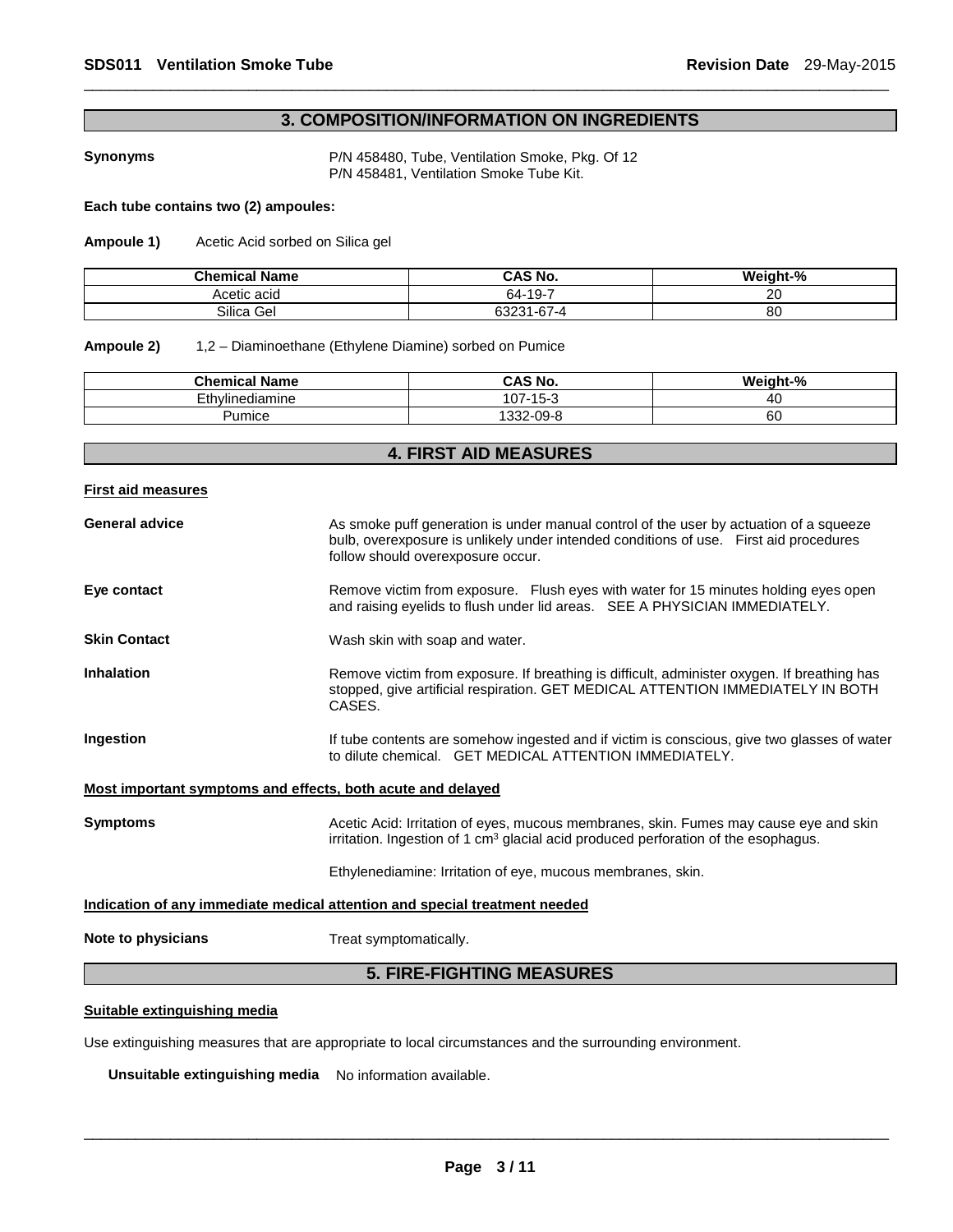## 3. COMPOSITION/INFORMATION ON INGREDIENTS

**Synonyms** P/N 458480, Tube, Ventilation Smoke, Pkg. Of 12
P/N 458481, Ventilation Smoke Tube Kit.

**Each tube contains two (2) ampoules:**

**Ampoule 1)** Acetic Acid sorbed on Silica gel

| Chemical Name | CAS No. | Weight-% |
|---|---|---|
| Acetic acid | 64-19-7 | 20 |
| Silica Gel | 63231-67-4 | 80 |

**Ampoule 2)** 1,2 – Diaminoethane (Ethylene Diamine) sorbed on Pumice

| Chemical Name | CAS No. | Weight-% |
|---|---|---|
| Ethylinediamine | 107-15-3 | 40 |
| Pumice | 1332-09-8 | 60 |

## 4. FIRST AID MEASURES

**First aid measures**

**General advice** As smoke puff generation is under manual control of the user by actuation of a squeeze bulb, overexposure is unlikely under intended conditions of use. First aid procedures follow should overexposure occur.

**Eye contact** Remove victim from exposure. Flush eyes with water for 15 minutes holding eyes open and raising eyelids to flush under lid areas. SEE A PHYSICIAN IMMEDIATELY.

**Skin Contact** Wash skin with soap and water.

**Inhalation** Remove victim from exposure. If breathing is difficult, administer oxygen. If breathing has stopped, give artificial respiration. GET MEDICAL ATTENTION IMMEDIATELY IN BOTH CASES.

**Ingestion** If tube contents are somehow ingested and if victim is conscious, give two glasses of water to dilute chemical. GET MEDICAL ATTENTION IMMEDIATELY.

**Most important symptoms and effects, both acute and delayed**

**Symptoms** Acetic Acid: Irritation of eyes, mucous membranes, skin. Fumes may cause eye and skin irritation. Ingestion of 1 $cm^3$ glacial acid produced perforation of the esophagus.

Ethylenediamine: Irritation of eye, mucous membranes, skin.

**Indication of any immediate medical attention and special treatment needed**

**Note to physicians** Treat symptomatically.

## 5. FIRE-FIGHTING MEASURES

**Suitable extinguishing media**

Use extinguishing measures that are appropriate to local circumstances and the surrounding environment.

**Unsuitable extinguishing media** No information available.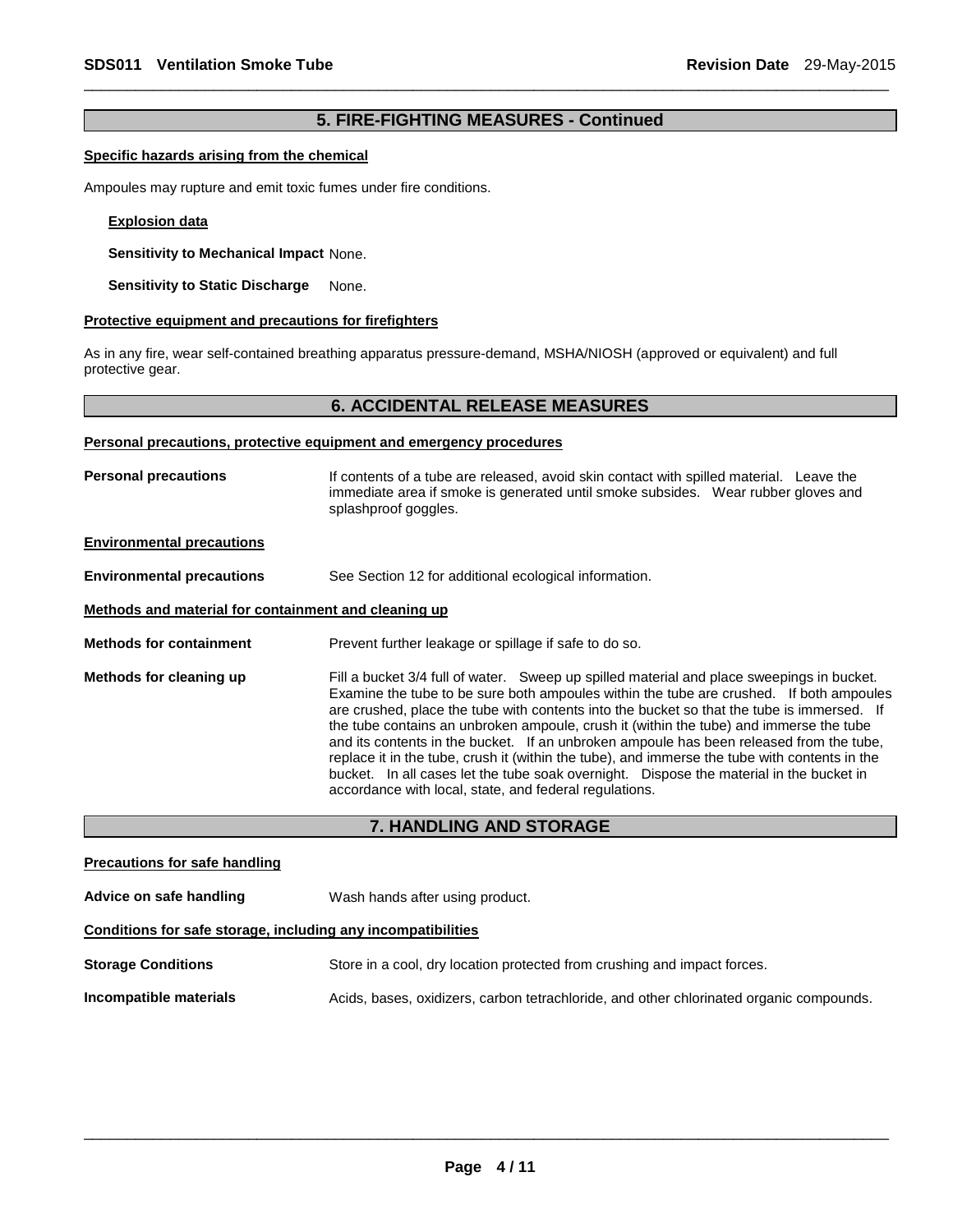## 5. FIRE-FIGHTING MEASURES - Continued

**Specific hazards arising from the chemical**

Ampoules may rupture and emit toxic fumes under fire conditions.

**Explosion data**

**Sensitivity to Mechanical Impact** None.

**Sensitivity to Static Discharge** None.

**Protective equipment and precautions for firefighters**

As in any fire, wear self-contained breathing apparatus pressure-demand, MSHA/NIOSH (approved or equivalent) and full protective gear.

## 6. ACCIDENTAL RELEASE MEASURES

**Personal precautions, protective equipment and emergency procedures**

**Personal precautions** If contents of a tube are released, avoid skin contact with spilled material. Leave the immediate area if smoke is generated until smoke subsides. Wear rubber gloves and splashproof goggles.

**Environmental precautions**

**Environmental precautions** See Section 12 for additional ecological information.

**Methods and material for containment and cleaning up**

**Methods for containment** Prevent further leakage or spillage if safe to do so.

**Methods for cleaning up** Fill a bucket 3/4 full of water. Sweep up spilled material and place sweepings in bucket. Examine the tube to be sure both ampoules within the tube are crushed. If both ampoules are crushed, place the tube with contents into the bucket so that the tube is immersed. If the tube contains an unbroken ampoule, crush it (within the tube) and immerse the tube and its contents in the bucket. If an unbroken ampoule has been released from the tube, replace it in the tube, crush it (within the tube), and immerse the tube with contents in the bucket. In all cases let the tube soak overnight. Dispose the material in the bucket in accordance with local, state, and federal regulations.

## 7. HANDLING AND STORAGE

**Precautions for safe handling**

**Advice on safe handling** Wash hands after using product.

**Conditions for safe storage, including any incompatibilities**

**Storage Conditions** Store in a cool, dry location protected from crushing and impact forces.

**Incompatible materials** Acids, bases, oxidizers, carbon tetrachloride, and other chlorinated organic compounds.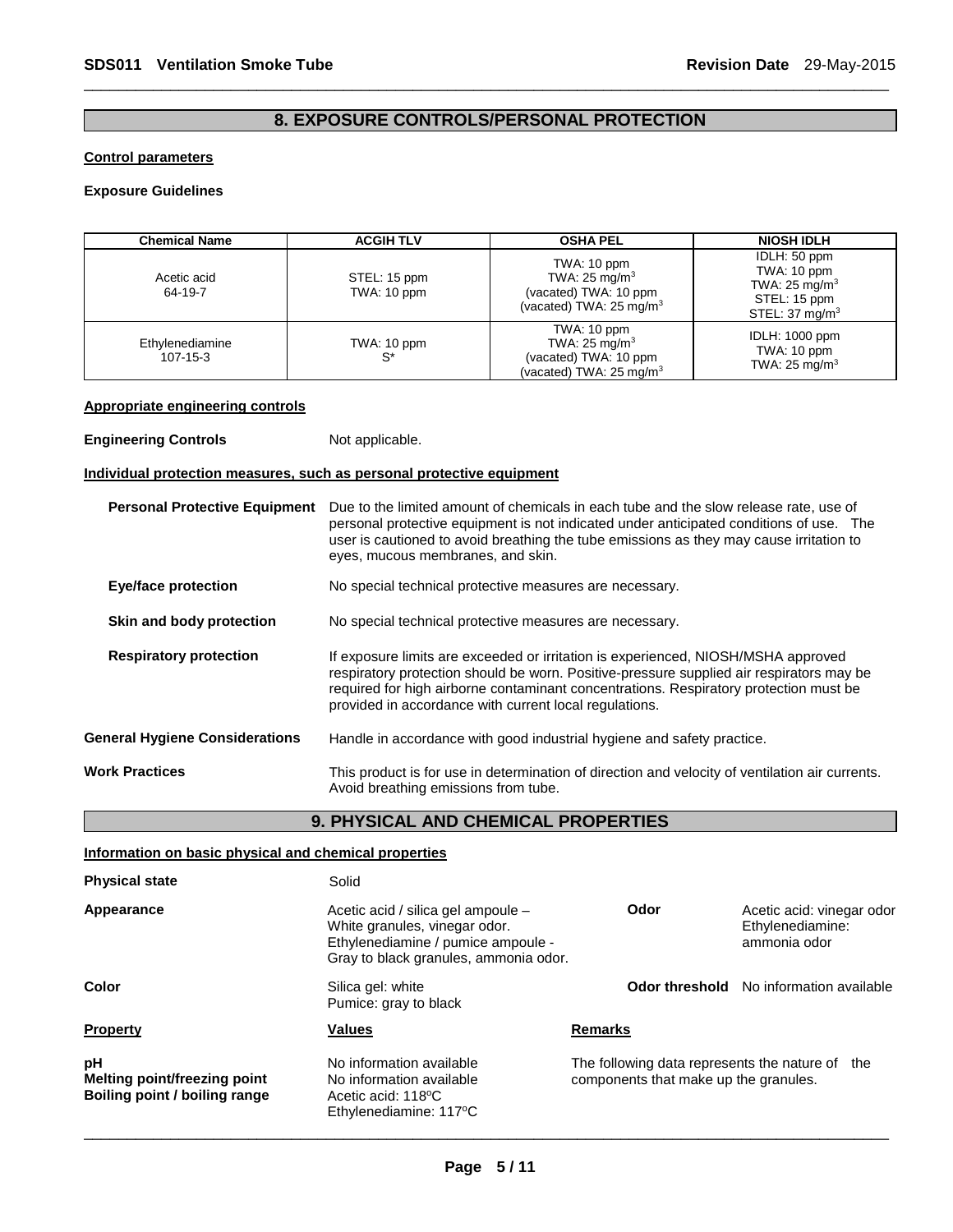## 8. EXPOSURE CONTROLS/PERSONAL PROTECTION

**Control parameters**

**Exposure Guidelines**

| Chemical Name | ACGIH TLV | OSHA PEL | NIOSH IDLH |
|---|---|---|---|
| Acetic acid 64-19-7 | STEL: 15 ppm TWA: 10 ppm | TWA: 10 ppm TWA: 25 mg/m$^3$ (vacated) TWA: 10 ppm (vacated) TWA: 25 mg/m$^3$ | IDLH: 50 ppm TWA: 10 ppm TWA: 25 mg/m$^3$ STEL: 15 ppm STEL: 37 mg/m$^3$ |
| Ethylenediamine 107-15-3 | TWA: 10 ppm S* | TWA: 10 ppm TWA: 25 mg/m$^3$ (vacated) TWA: 10 ppm (vacated) TWA: 25 mg/m$^3$ | IDLH: 1000 ppm TWA: 10 ppm TWA: 25 mg/m$^3$ |

**Appropriate engineering controls**

**Engineering Controls** Not applicable.

**Individual protection measures, such as personal protective equipment**

**Personal Protective Equipment** Due to the limited amount of chemicals in each tube and the slow release rate, use of personal protective equipment is not indicated under anticipated conditions of use. The user is cautioned to avoid breathing the tube emissions as they may cause irritation to eyes, mucous membranes, and skin.

**Eye/face protection** No special technical protective measures are necessary.

**Skin and body protection** No special technical protective measures are necessary.

**Respiratory protection** If exposure limits are exceeded or irritation is experienced, NIOSH/MSHA approved respiratory protection should be worn. Positive-pressure supplied air respirators may be required for high airborne contaminant concentrations. Respiratory protection must be provided in accordance with current local regulations.

**General Hygiene Considerations** Handle in accordance with good industrial hygiene and safety practice.

**Work Practices** This product is for use in determination of direction and velocity of ventilation air currents. Avoid breathing emissions from tube.

## 9. PHYSICAL AND CHEMICAL PROPERTIES

**Information on basic physical and chemical properties**

**Physical state** Solid

**Appearance** Acetic acid / silica gel ampoule – White granules, vinegar odor. Ethylenediamine / pumice ampoule - Gray to black granules, ammonia odor.

**Odor** Acetic acid: vinegar odor Ethylenediamine: ammonia odor

**Color** Silica gel: white Pumice: gray to black

**Odor threshold** No information available

| Property | Values | Remarks |
|---|---|---|
| **pH** | No information available | The following data represents the nature of the components that make up the granules. |
| **Melting point/freezing point** | No information available | |
| **Boiling point / boiling range** | Acetic acid: 118°C Ethylenediamine: 117°C | |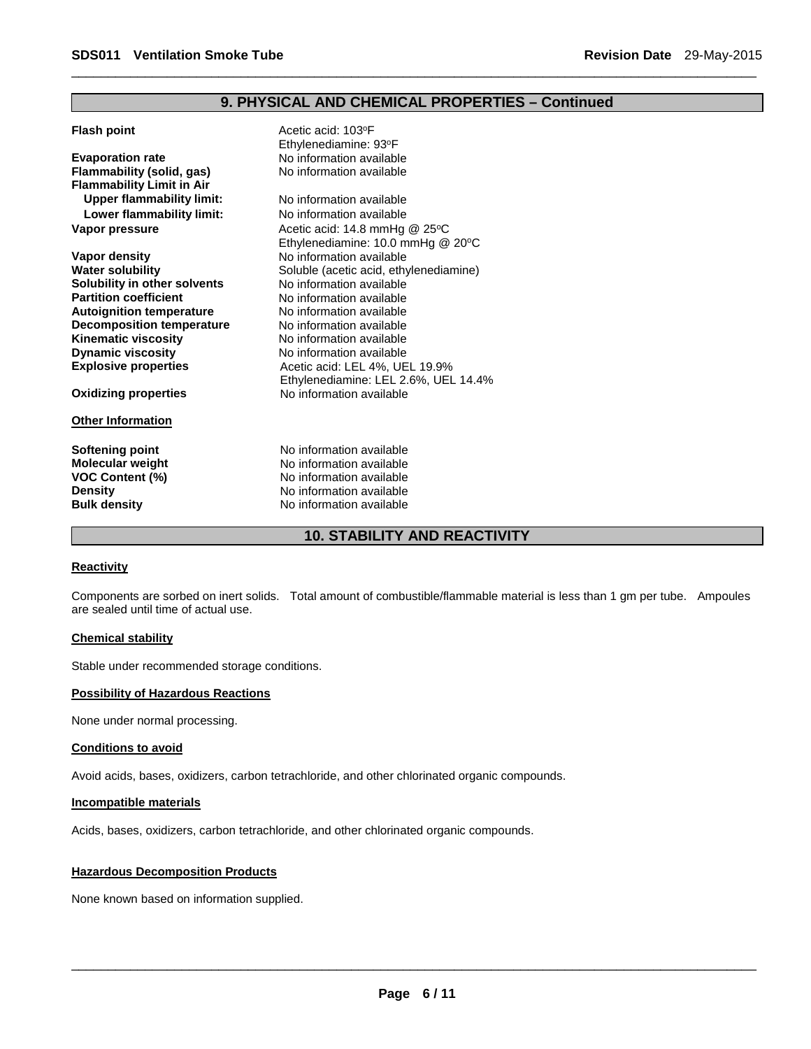## 9. PHYSICAL AND CHEMICAL PROPERTIES – Continued

| | |
|---|---|
| **Flash point** | Acetic acid: 103ºF<br>Ethylenediamine: 93ºF |
| **Evaporation rate** | No information available |
| **Flammability (solid, gas)** | No information available |
| **Flammability Limit in Air** | |
| **Upper flammability limit:** | No information available |
| **Lower flammability limit:** | No information available |
| **Vapor pressure** | Acetic acid: 14.8 mmHg @ 25ºC<br>Ethylenediamine: 10.0 mmHg @ 20ºC |
| **Vapor density** | No information available |
| **Water solubility** | Soluble (acetic acid, ethylenediamine) |
| **Solubility in other solvents** | No information available |
| **Partition coefficient** | No information available |
| **Autoignition temperature** | No information available |
| **Decomposition temperature** | No information available |
| **Kinematic viscosity** | No information available |
| **Dynamic viscosity** | No information available |
| **Explosive properties** | Acetic acid: LEL 4%, UEL 19.9%<br>Ethylenediamine: LEL 2.6%, UEL 14.4% |
| **Oxidizing properties** | No information available |

**Other Information**

| | |
|---|---|
| **Softening point** | No information available |
| **Molecular weight** | No information available |
| **VOC Content (%)** | No information available |
| **Density** | No information available |
| **Bulk density** | No information available |

## 10. STABILITY AND REACTIVITY

**Reactivity**

Components are sorbed on inert solids. Total amount of combustible/flammable material is less than 1 gm per tube. Ampoules are sealed until time of actual use.

**Chemical stability**

Stable under recommended storage conditions.

**Possibility of Hazardous Reactions**

None under normal processing.

**Conditions to avoid**

Avoid acids, bases, oxidizers, carbon tetrachloride, and other chlorinated organic compounds.

**Incompatible materials**

Acids, bases, oxidizers, carbon tetrachloride, and other chlorinated organic compounds.

**Hazardous Decomposition Products**

None known based on information supplied.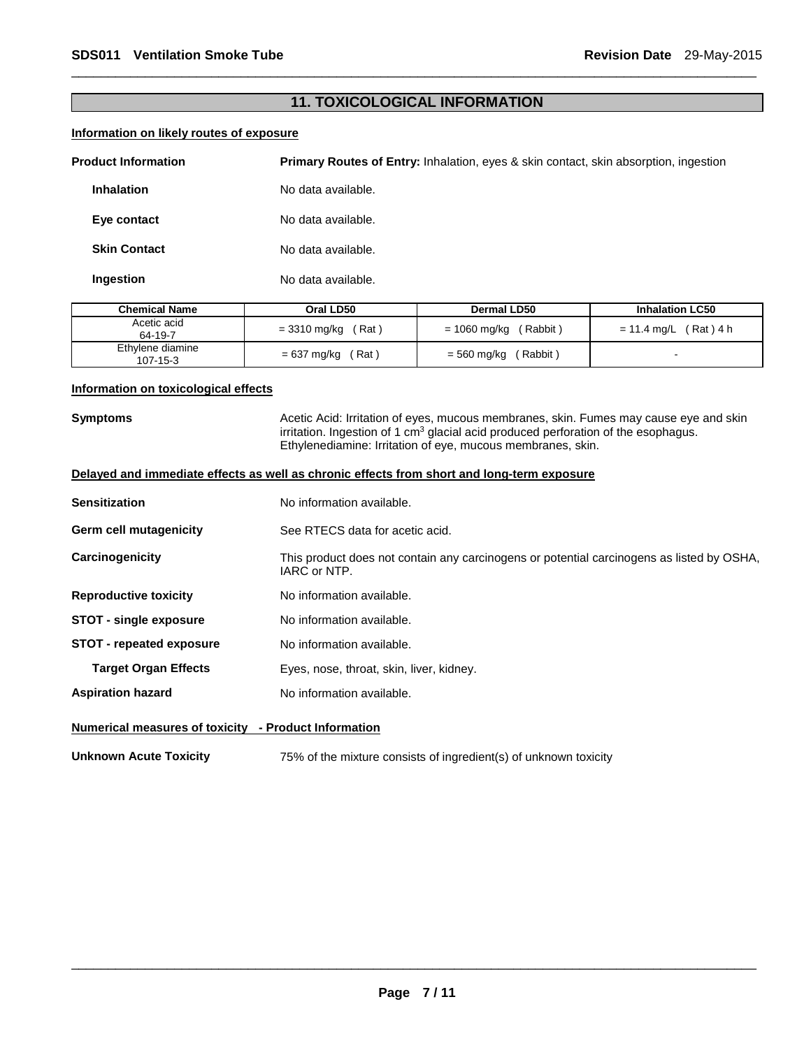## 11. TOXICOLOGICAL INFORMATION

### Information on likely routes of exposure

**Product Information** **Primary Routes of Entry:** Inhalation, eyes & skin contact, skin absorption, ingestion

**Inhalation** No data available.

**Eye contact** No data available.

**Skin Contact** No data available.

**Ingestion** No data available.

| Chemical Name | Oral LD50 | Dermal LD50 | Inhalation LC50 |
|---|---|---|---|
| Acetic acid<br>64-19-7 | = 3310 mg/kg ( Rat ) | = 1060 mg/kg ( Rabbit ) | = 11.4 mg/L ( Rat ) 4 h |
| Ethylene diamine<br>107-15-3 | = 637 mg/kg ( Rat ) | = 560 mg/kg ( Rabbit ) | - |

### Information on toxicological effects

**Symptoms** Acetic Acid: Irritation of eyes, mucous membranes, skin. Fumes may cause eye and skin irritation. Ingestion of 1 $cm^3$ glacial acid produced perforation of the esophagus. Ethylenediamine: Irritation of eye, mucous membranes, skin.

### Delayed and immediate effects as well as chronic effects from short and long-term exposure

**Sensitization** No information available.

**Germ cell mutagenicity** See RTECS data for acetic acid.

**Carcinogenicity** This product does not contain any carcinogens or potential carcinogens as listed by OSHA, IARC or NTP.

**Reproductive toxicity** No information available.

**STOT - single exposure** No information available.

**STOT - repeated exposure** No information available.

**Target Organ Effects** Eyes, nose, throat, skin, liver, kidney.

**Aspiration hazard** No information available.

### Numerical measures of toxicity - Product Information

**Unknown Acute Toxicity** 75% of the mixture consists of ingredient(s) of unknown toxicity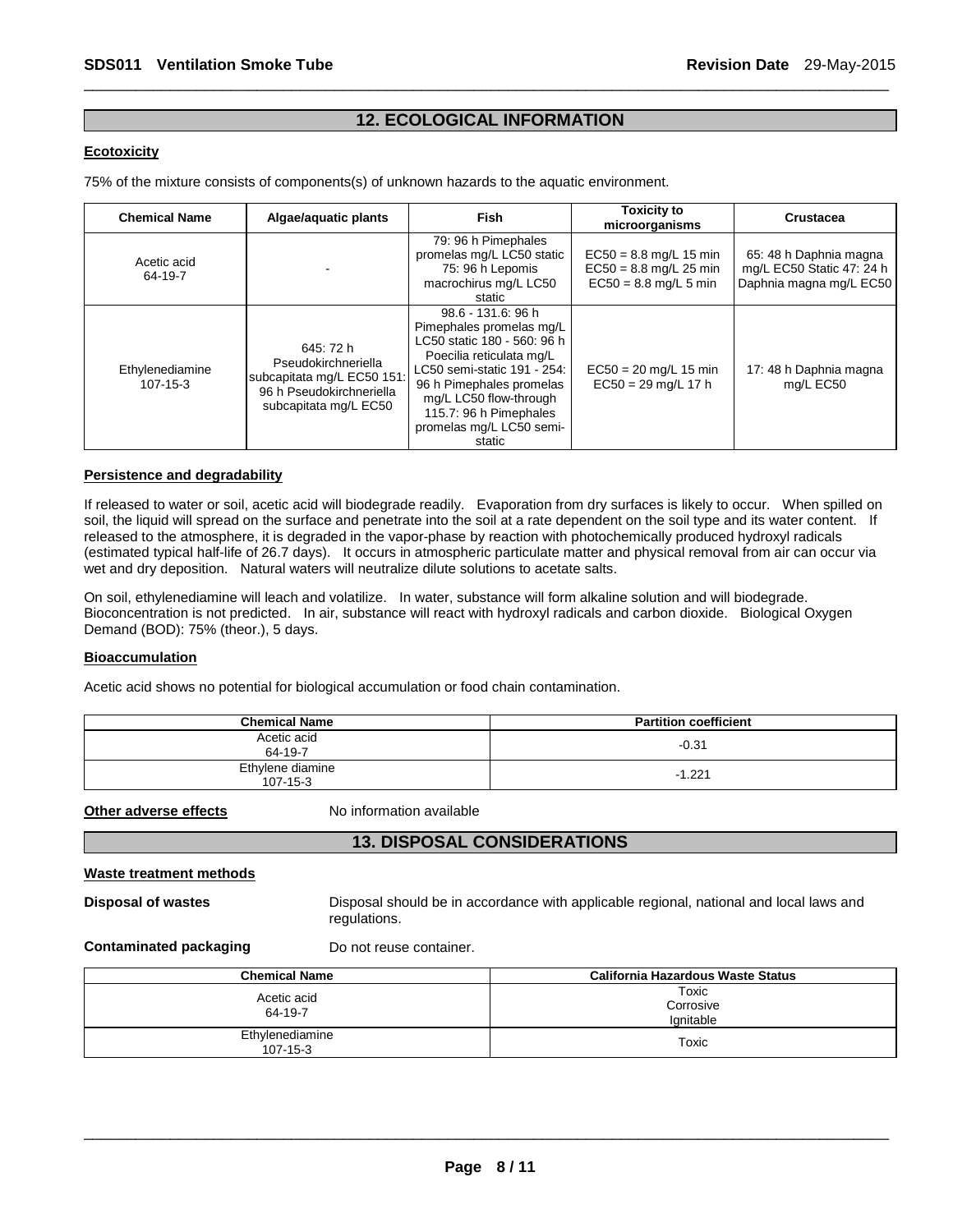## 12. ECOLOGICAL INFORMATION

### Ecotoxicity

75% of the mixture consists of components(s) of unknown hazards to the aquatic environment.

| Chemical Name | Algae/aquatic plants | Fish | Toxicity to microorganisms | Crustacea |
|---|---|---|---|---|
| Acetic acid 64-19-7 | - | 79: 96 h Pimephales promelas mg/L LC50 static 75: 96 h Lepomis macrochirus mg/L LC50 static | EC50 = 8.8 mg/L 15 min EC50 = 8.8 mg/L 25 min EC50 = 8.8 mg/L 5 min | 65: 48 h Daphnia magna mg/L EC50 Static 47: 24 h Daphnia magna mg/L EC50 |
| Ethylenediamine 107-15-3 | 645: 72 h Pseudokirchneriella subcapitata mg/L EC50 151: 96 h Pseudokirchneriella subcapitata mg/L EC50 | 98.6 - 131.6: 96 h Pimephales promelas mg/L LC50 static 180 - 560: 96 h Poecilia reticulata mg/L LC50 semi-static 191 - 254: 96 h Pimephales promelas mg/L LC50 flow-through 115.7: 96 h Pimephales promelas mg/L LC50 semi-static | EC50 = 20 mg/L 15 min EC50 = 29 mg/L 17 h | 17: 48 h Daphnia magna mg/L EC50 |

### Persistence and degradability

If released to water or soil, acetic acid will biodegrade readily. Evaporation from dry surfaces is likely to occur. When spilled on soil, the liquid will spread on the surface and penetrate into the soil at a rate dependent on the soil type and its water content. If released to the atmosphere, it is degraded in the vapor-phase by reaction with photochemically produced hydroxyl radicals (estimated typical half-life of 26.7 days). It occurs in atmospheric particulate matter and physical removal from air can occur via wet and dry deposition. Natural waters will neutralize dilute solutions to acetate salts.

On soil, ethylenediamine will leach and volatilize. In water, substance will form alkaline solution and will biodegrade. Bioconcentration is not predicted. In air, substance will react with hydroxyl radicals and carbon dioxide. Biological Oxygen Demand (BOD): 75% (theor.), 5 days.

### Bioaccumulation

Acetic acid shows no potential for biological accumulation or food chain contamination.

| Chemical Name | Partition coefficient |
|---|---|
| Acetic acid 64-19-7 | -0.31 |
| Ethylene diamine 107-15-3 | -1.221 |

**Other adverse effects** No information available

## 13. DISPOSAL CONSIDERATIONS

### Waste treatment methods

**Disposal of wastes** Disposal should be in accordance with applicable regional, national and local laws and regulations.

**Contaminated packaging** Do not reuse container.

| Chemical Name | California Hazardous Waste Status |
|---|---|
| Acetic acid 64-19-7 | Toxic Corrosive Ignitable |
| Ethylenediamine 107-15-3 | Toxic |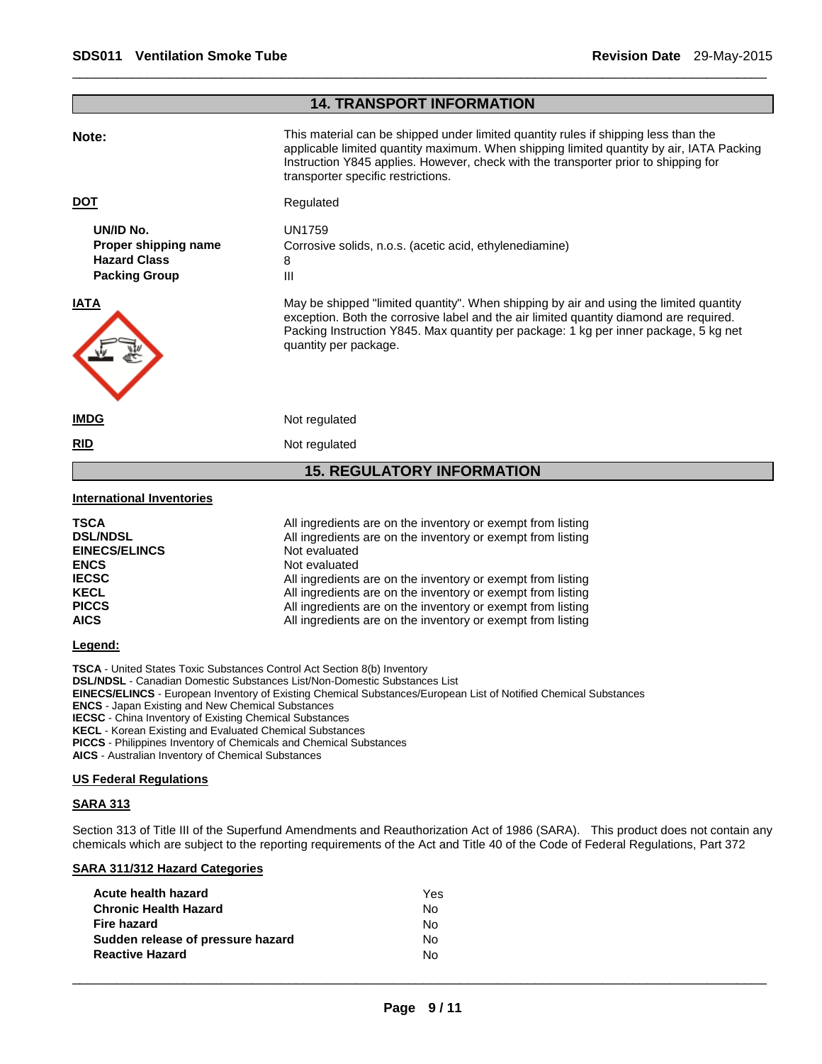## 14. TRANSPORT INFORMATION

**Note:** This material can be shipped under limited quantity rules if shipping less than the applicable limited quantity maximum. When shipping limited quantity by air, IATA Packing Instruction Y845 applies. However, check with the transporter prior to shipping for transporter specific restrictions.

**DOT** Regulated

| | |
|---|---|
| **UN/ID No.** | UN1759 |
| **Proper shipping name** | Corrosive solids, n.o.s. (acetic acid, ethylenediamine) |
| **Hazard Class** | 8 |
| **Packing Group** | III |

**IATA** May be shipped "limited quantity". When shipping by air and using the limited quantity exception. Both the corrosive label and the air limited quantity diamond are required. Packing Instruction Y845. Max quantity per package: 1 kg per inner package, 5 kg net quantity per package.

**IMDG** Not regulated

**RID** Not regulated

## 15. REGULATORY INFORMATION

### International Inventories

| | |
|---|---|
| **TSCA** | All ingredients are on the inventory or exempt from listing |
| **DSL/NDSL** | All ingredients are on the inventory or exempt from listing |
| **EINECS/ELINCS** | Not evaluated |
| **ENCS** | Not evaluated |
| **IECSC** | All ingredients are on the inventory or exempt from listing |
| **KECL** | All ingredients are on the inventory or exempt from listing |
| **PICCS** | All ingredients are on the inventory or exempt from listing |
| **AICS** | All ingredients are on the inventory or exempt from listing |

**Legend:**

**TSCA** - United States Toxic Substances Control Act Section 8(b) Inventory
**DSL/NDSL** - Canadian Domestic Substances List/Non-Domestic Substances List
**EINECS/ELINCS** - European Inventory of Existing Chemical Substances/European List of Notified Chemical Substances
**ENCS** - Japan Existing and New Chemical Substances
**IECSC** - China Inventory of Existing Chemical Substances
**KECL** - Korean Existing and Evaluated Chemical Substances
**PICCS** - Philippines Inventory of Chemicals and Chemical Substances
**AICS** - Australian Inventory of Chemical Substances

### US Federal Regulations

**SARA 313**

Section 313 of Title III of the Superfund Amendments and Reauthorization Act of 1986 (SARA). This product does not contain any chemicals which are subject to the reporting requirements of the Act and Title 40 of the Code of Federal Regulations, Part 372

**SARA 311/312 Hazard Categories**

| | |
|---|---|
| **Acute health hazard** | Yes |
| **Chronic Health Hazard** | No |
| **Fire hazard** | No |
| **Sudden release of pressure hazard** | No |
| **Reactive Hazard** | No |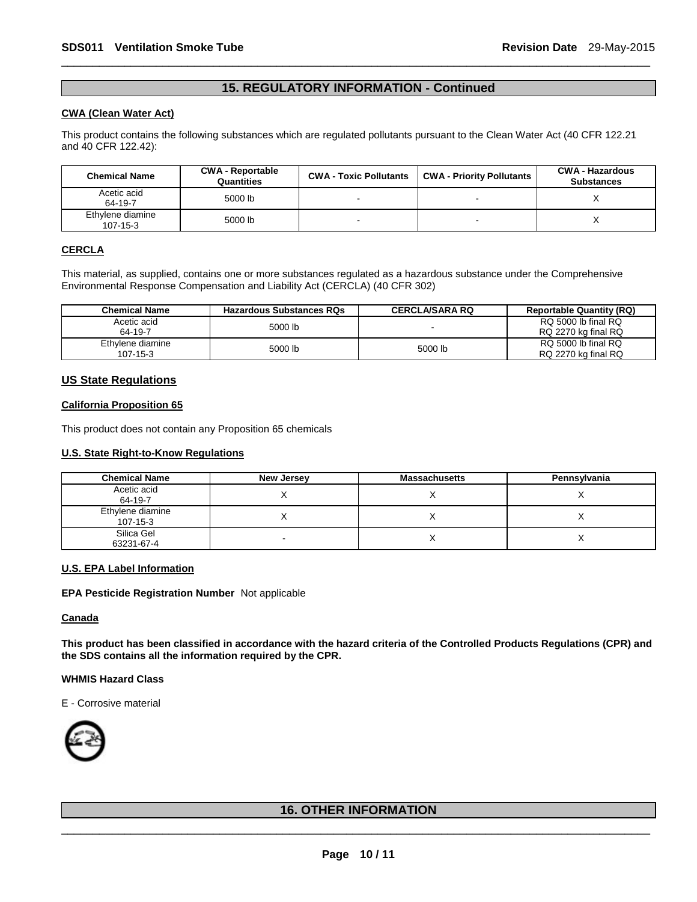## 15. REGULATORY INFORMATION - Continued

**CWA (Clean Water Act)**

This product contains the following substances which are regulated pollutants pursuant to the Clean Water Act (40 CFR 122.21 and 40 CFR 122.42):

| Chemical Name | CWA - Reportable Quantities | CWA - Toxic Pollutants | CWA - Priority Pollutants | CWA - Hazardous Substances |
|---|---|---|---|---|
| Acetic acid 64-19-7 | 5000 lb | - | - | X |
| Ethylene diamine 107-15-3 | 5000 lb | - | - | X |

**CERCLA**

This material, as supplied, contains one or more substances regulated as a hazardous substance under the Comprehensive Environmental Response Compensation and Liability Act (CERCLA) (40 CFR 302)

| Chemical Name | Hazardous Substances RQs | CERCLA/SARA RQ | Reportable Quantity (RQ) |
|---|---|---|---|
| Acetic acid 64-19-7 | 5000 lb | - | RQ 5000 lb final RQ RQ 2270 kg final RQ |
| Ethylene diamine 107-15-3 | 5000 lb | 5000 lb | RQ 5000 lb final RQ RQ 2270 kg final RQ |

### US State Regulations

**California Proposition 65**

This product does not contain any Proposition 65 chemicals

**U.S. State Right-to-Know Regulations**

| Chemical Name | New Jersey | Massachusetts | Pennsylvania |
|---|---|---|---|
| Acetic acid 64-19-7 | X | X | X |
| Ethylene diamine 107-15-3 | X | X | X |
| Silica Gel 63231-67-4 | - | X | X |

**U.S. EPA Label Information**

**EPA Pesticide Registration Number** Not applicable

**Canada**

**This product has been classified in accordance with the hazard criteria of the Controlled Products Regulations (CPR) and the SDS contains all the information required by the CPR.**

**WHMIS Hazard Class**

E - Corrosive material

## 16. OTHER INFORMATION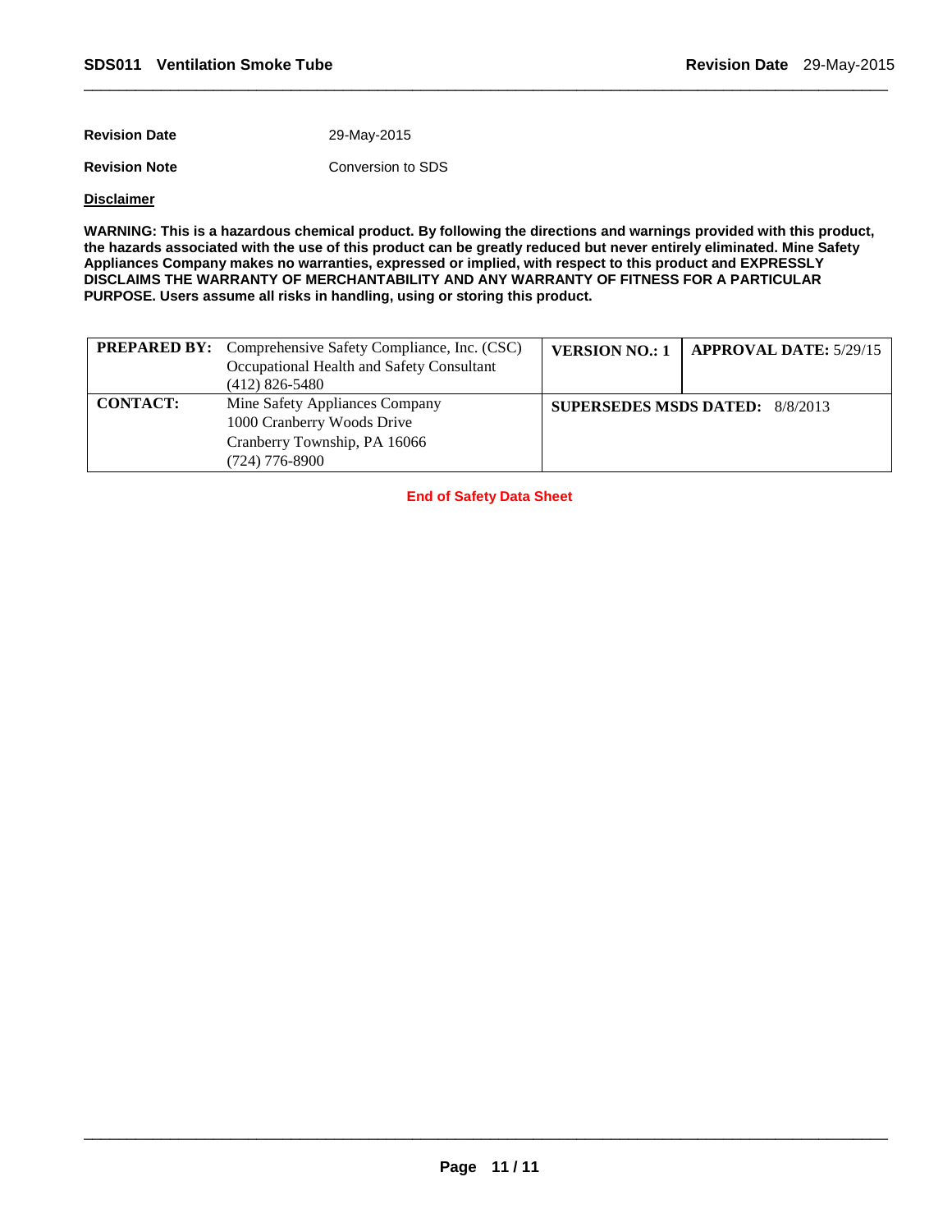**Revision Date** 29-May-2015

**Revision Note** Conversion to SDS

**Disclaimer**

**WARNING: This is a hazardous chemical product. By following the directions and warnings provided with this product, the hazards associated with the use of this product can be greatly reduced but never entirely eliminated. Mine Safety Appliances Company makes no warranties, expressed or implied, with respect to this product and EXPRESSLY DISCLAIMS THE WARRANTY OF MERCHANTABILITY AND ANY WARRANTY OF FITNESS FOR A PARTICULAR PURPOSE. Users assume all risks in handling, using or storing this product.**

| | | | |
|---|---|---|---|
| **PREPARED BY:** | Comprehensive Safety Compliance, Inc. (CSC)<br>Occupational Health and Safety Consultant<br>(412) 826-5480 | **VERSION NO.: 1** | **APPROVAL DATE:** 5/29/15 |
| **CONTACT:** | Mine Safety Appliances Company<br>1000 Cranberry Woods Drive<br>Cranberry Township, PA 16066<br>(724) 776-8900 | **SUPERSEDES MSDS DATED:** 8/8/2013 | |

**End of Safety Data Sheet**